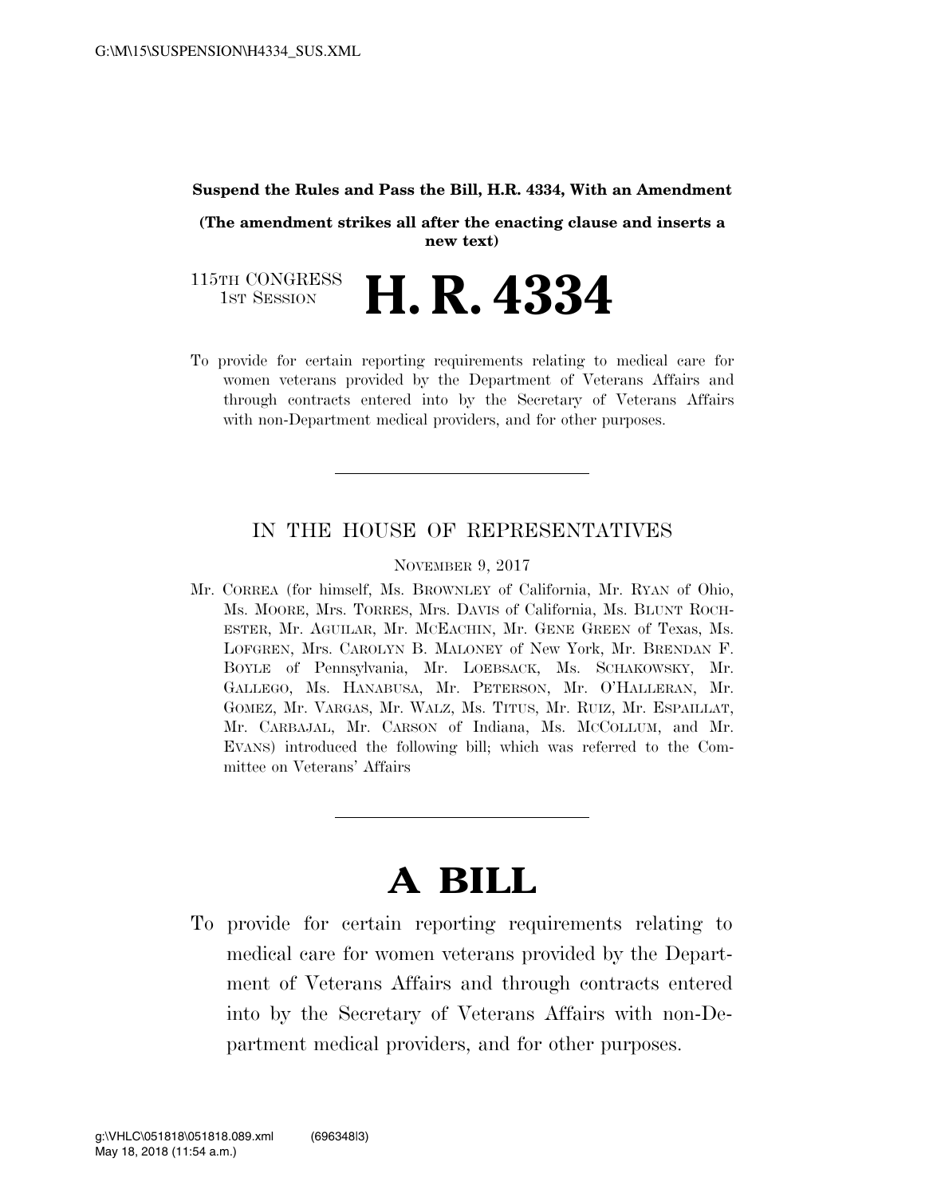G:\M\15\SUSPENSION\H4334_SUS.XML

**Suspend the Rules and Pass the Bill, H.R. 4334, With an Amendment**

**(The amendment strikes all after the enacting clause and inserts a new text)**

115TH CONGRESS
1ST SESSION

# H. R. 4334

To provide for certain reporting requirements relating to medical care for women veterans provided by the Department of Veterans Affairs and through contracts entered into by the Secretary of Veterans Affairs with non-Department medical providers, and for other purposes.

---

IN THE HOUSE OF REPRESENTATIVES

NOVEMBER 9, 2017

Mr. CORREA (for himself, Ms. BROWNLEY of California, Mr. RYAN of Ohio, Ms. MOORE, Mrs. TORRES, Mrs. DAVIS of California, Ms. BLUNT ROCHESTER, Mr. AGUILAR, Mr. MCEACHIN, Mr. GENE GREEN of Texas, Ms. LOFGREN, Mrs. CAROLYN B. MALONEY of New York, Mr. BRENDAN F. BOYLE of Pennsylvania, Mr. LOEBSACK, Ms. SCHAKOWSKY, Mr. GALLEGO, Ms. HANABUSA, Mr. PETERSON, Mr. O'HALLERAN, Mr. GOMEZ, Mr. VARGAS, Mr. WALZ, Ms. TITUS, Mr. RUIZ, Mr. ESPAILLAT, Mr. CARBAJAL, Mr. CARSON of Indiana, Ms. MCCOLLUM, and Mr. EVANS) introduced the following bill; which was referred to the Committee on Veterans' Affairs

---

# A BILL

To provide for certain reporting requirements relating to medical care for women veterans provided by the Department of Veterans Affairs and through contracts entered into by the Secretary of Veterans Affairs with non-Department medical providers, and for other purposes.

g:\VHLC\051818\051818.089.xml (696348|3)
May 18, 2018 (11:54 a.m.)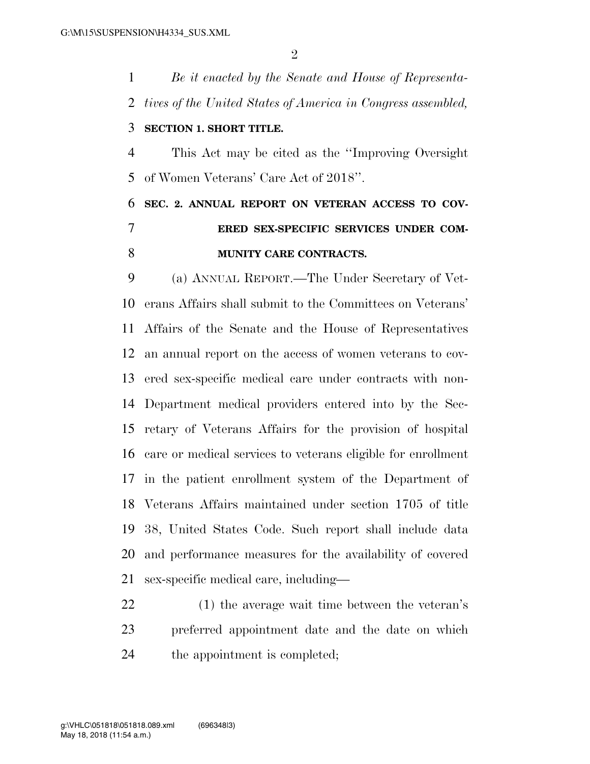*Be it enacted by the Senate and House of Representatives of the United States of America in Congress assembled,*

**SECTION 1. SHORT TITLE.**

This Act may be cited as the ''Improving Oversight of Women Veterans' Care Act of 2018''.

**SEC. 2. ANNUAL REPORT ON VETERAN ACCESS TO COVERED SEX-SPECIFIC SERVICES UNDER COMMUNITY CARE CONTRACTS.**

(a) ANNUAL REPORT.—The Under Secretary of Veterans Affairs shall submit to the Committees on Veterans' Affairs of the Senate and the House of Representatives an annual report on the access of women veterans to covered sex-specific medical care under contracts with non-Department medical providers entered into by the Secretary of Veterans Affairs for the provision of hospital care or medical services to veterans eligible for enrollment in the patient enrollment system of the Department of Veterans Affairs maintained under section 1705 of title 38, United States Code. Such report shall include data and performance measures for the availability of covered sex-specific medical care, including—

(1) the average wait time between the veteran's preferred appointment date and the date on which the appointment is completed;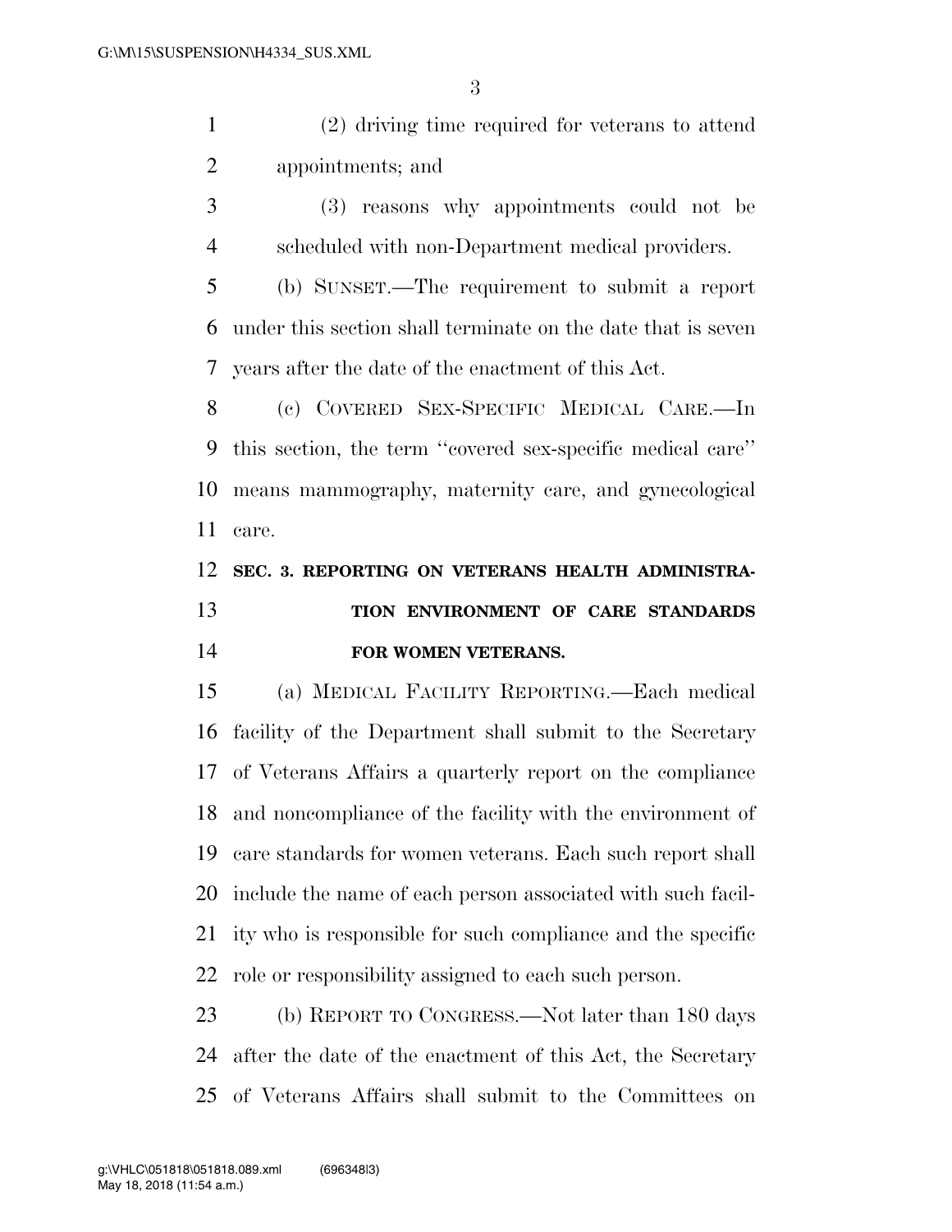(2) driving time required for veterans to attend appointments; and

(3) reasons why appointments could not be scheduled with non-Department medical providers.

(b) SUNSET.—The requirement to submit a report under this section shall terminate on the date that is seven years after the date of the enactment of this Act.

(c) COVERED SEX-SPECIFIC MEDICAL CARE.—In this section, the term ''covered sex-specific medical care'' means mammography, maternity care, and gynecological care.

**SEC. 3. REPORTING ON VETERANS HEALTH ADMINISTRATION ENVIRONMENT OF CARE STANDARDS FOR WOMEN VETERANS.**

(a) MEDICAL FACILITY REPORTING.—Each medical facility of the Department shall submit to the Secretary of Veterans Affairs a quarterly report on the compliance and noncompliance of the facility with the environment of care standards for women veterans. Each such report shall include the name of each person associated with such facility who is responsible for such compliance and the specific role or responsibility assigned to each such person.

(b) REPORT TO CONGRESS.—Not later than 180 days after the date of the enactment of this Act, the Secretary of Veterans Affairs shall submit to the Committees on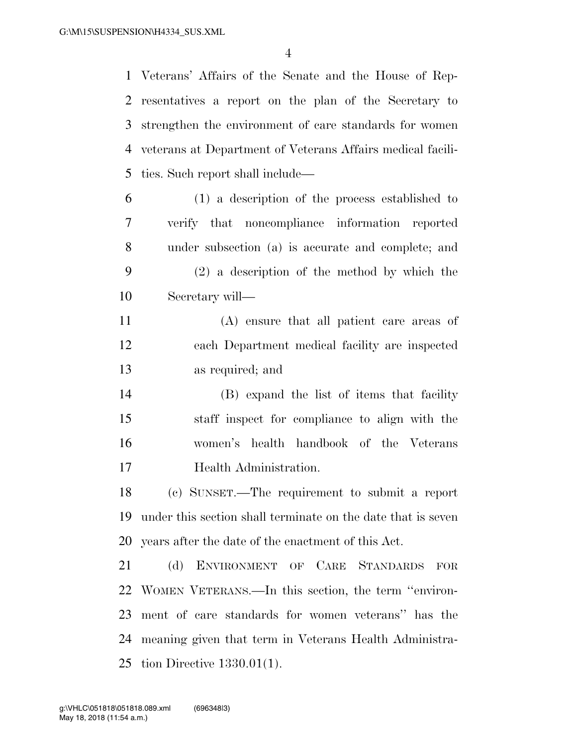Veterans' Affairs of the Senate and the House of Representatives a report on the plan of the Secretary to strengthen the environment of care standards for women veterans at Department of Veterans Affairs medical facilities. Such report shall include—

(1) a description of the process established to verify that noncompliance information reported under subsection (a) is accurate and complete; and

(2) a description of the method by which the Secretary will—

(A) ensure that all patient care areas of each Department medical facility are inspected as required; and

(B) expand the list of items that facility staff inspect for compliance to align with the women's health handbook of the Veterans Health Administration.

(c) SUNSET.—The requirement to submit a report under this section shall terminate on the date that is seven years after the date of the enactment of this Act.

(d) ENVIRONMENT OF CARE STANDARDS FOR WOMEN VETERANS.—In this section, the term "environment of care standards for women veterans" has the meaning given that term in Veterans Health Administration Directive 1330.01(1).